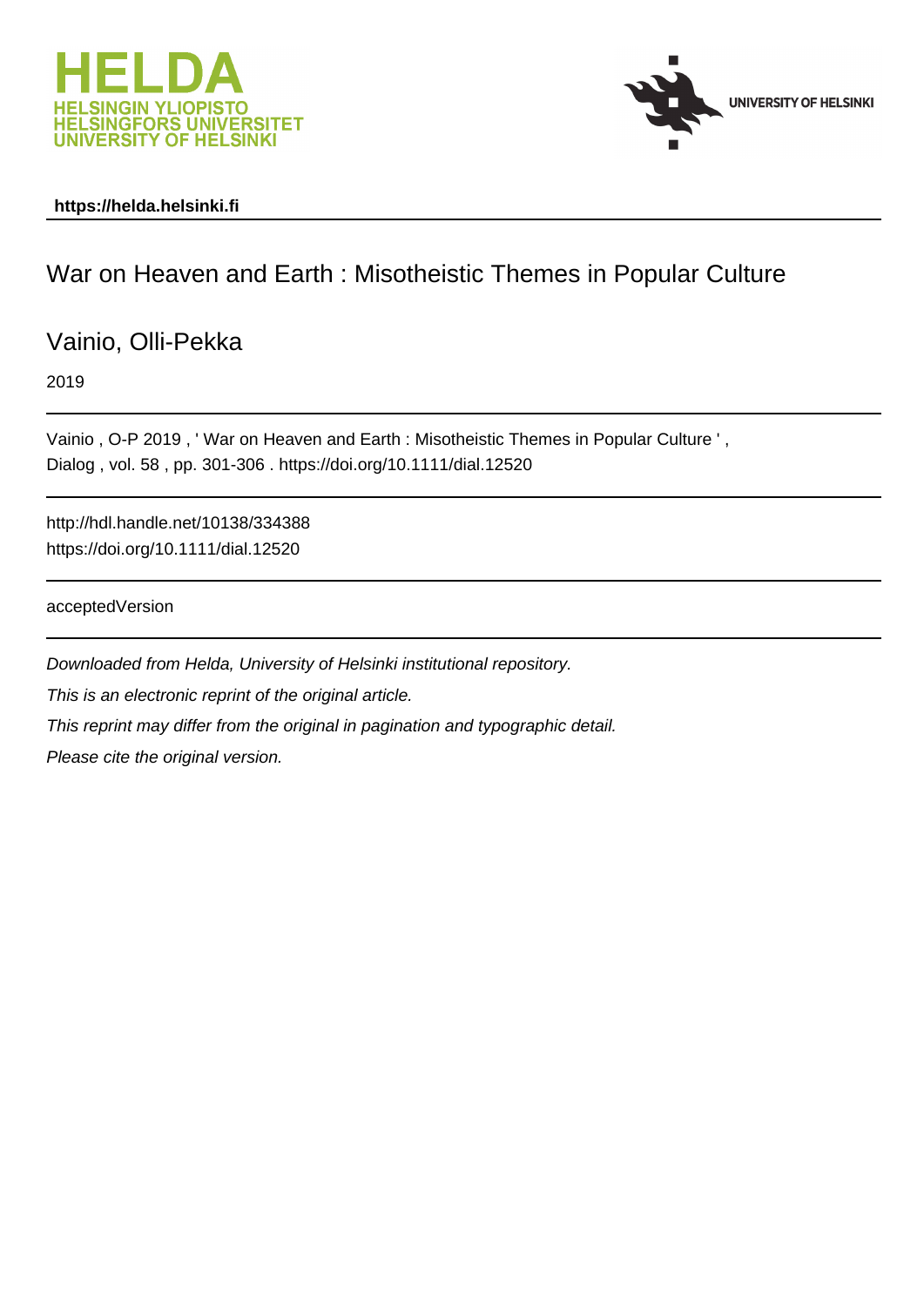**https://helda.helsinki.fi**

# War on Heaven and Earth : Misotheistic Themes in Popular Culture

Vainio, Olli-Pekka

2019

---

Vainio , O-P 2019 , ' War on Heaven and Earth : Misotheistic Themes in Popular Culture ' , Dialog , vol. 58 , pp. 301-306 . https://doi.org/10.1111/dial.12520

---

http://hdl.handle.net/10138/334388
https://doi.org/10.1111/dial.12520

---

acceptedVersion

---

*Downloaded from Helda, University of Helsinki institutional repository.*

*This is an electronic reprint of the original article.*

*This reprint may differ from the original in pagination and typographic detail.*

*Please cite the original version.*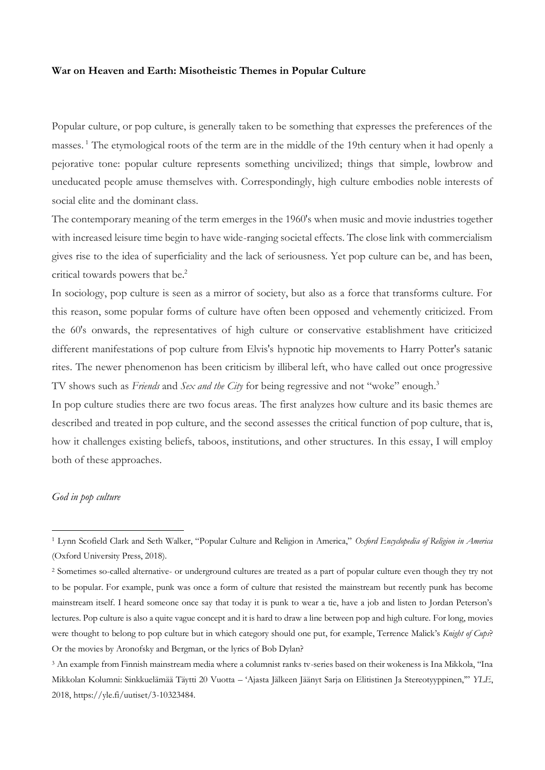**War on Heaven and Earth: Misotheistic Themes in Popular Culture**

Popular culture, or pop culture, is generally taken to be something that expresses the preferences of the masses.[1] The etymological roots of the term are in the middle of the 19th century when it had openly a pejorative tone: popular culture represents something uncivilized; things that simple, lowbrow and uneducated people amuse themselves with. Correspondingly, high culture embodies noble interests of social elite and the dominant class.

The contemporary meaning of the term emerges in the 1960's when music and movie industries together with increased leisure time begin to have wide-ranging societal effects. The close link with commercialism gives rise to the idea of superficiality and the lack of seriousness. Yet pop culture can be, and has been, critical towards powers that be.[2]

In sociology, pop culture is seen as a mirror of society, but also as a force that transforms culture. For this reason, some popular forms of culture have often been opposed and vehemently criticized. From the 60's onwards, the representatives of high culture or conservative establishment have criticized different manifestations of pop culture from Elvis's hypnotic hip movements to Harry Potter's satanic rites. The newer phenomenon has been criticism by illiberal left, who have called out once progressive TV shows such as *Friends* and *Sex and the City* for being regressive and not "woke" enough.[3]

In pop culture studies there are two focus areas. The first analyzes how culture and its basic themes are described and treated in pop culture, and the second assesses the critical function of pop culture, that is, how it challenges existing beliefs, taboos, institutions, and other structures. In this essay, I will employ both of these approaches.

*God in pop culture*

---

[1] Lynn Scofield Clark and Seth Walker, "Popular Culture and Religion in America," *Oxford Encyclopedia of Religion in America* (Oxford University Press, 2018).

[2] Sometimes so-called alternative- or underground cultures are treated as a part of popular culture even though they try not to be popular. For example, punk was once a form of culture that resisted the mainstream but recently punk has become mainstream itself. I heard someone once say that today it is punk to wear a tie, have a job and listen to Jordan Peterson's lectures. Pop culture is also a quite vague concept and it is hard to draw a line between pop and high culture. For long, movies were thought to belong to pop culture but in which category should one put, for example, Terrence Malick's *Knight of Cups*? Or the movies by Aronofsky and Bergman, or the lyrics of Bob Dylan?

[3] An example from Finnish mainstream media where a columnist ranks tv-series based on their wokeness is Ina Mikkola, "Ina Mikkolan Kolumni: Sinkkuelämää Täytti 20 Vuotta – 'Ajasta Jälkeen Jäänyt Sarja on Elitistinen Ja Stereotyyppinen,'" *YLE*, 2018, https://yle.fi/uutiset/3-10323484.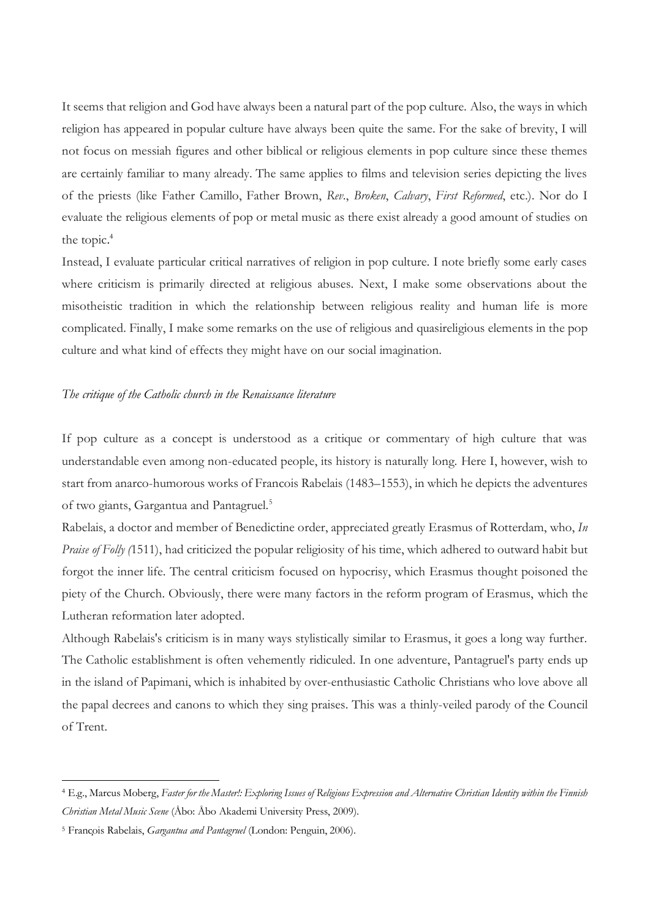It seems that religion and God have always been a natural part of the pop culture. Also, the ways in which religion has appeared in popular culture have always been quite the same. For the sake of brevity, I will not focus on messiah figures and other biblical or religious elements in pop culture since these themes are certainly familiar to many already. The same applies to films and television series depicting the lives of the priests (like Father Camillo, Father Brown, *Rev.*, *Broken*, *Calvary*, *First Reformed*, etc.). Nor do I evaluate the religious elements of pop or metal music as there exist already a good amount of studies on the topic.[4]

Instead, I evaluate particular critical narratives of religion in pop culture. I note briefly some early cases where criticism is primarily directed at religious abuses. Next, I make some observations about the misotheistic tradition in which the relationship between religious reality and human life is more complicated. Finally, I make some remarks on the use of religious and quasireligious elements in the pop culture and what kind of effects they might have on our social imagination.

### *The critique of the Catholic church in the Renaissance literature*

If pop culture as a concept is understood as a critique or commentary of high culture that was understandable even among non-educated people, its history is naturally long. Here I, however, wish to start from anarco-humorous works of Francois Rabelais (1483–1553), in which he depicts the adventures of two giants, Gargantua and Pantagruel.[5]

Rabelais, a doctor and member of Benedictine order, appreciated greatly Erasmus of Rotterdam, who, *In Praise of Folly (*1511), had criticized the popular religiosity of his time, which adhered to outward habit but forgot the inner life. The central criticism focused on hypocrisy, which Erasmus thought poisoned the piety of the Church. Obviously, there were many factors in the reform program of Erasmus, which the Lutheran reformation later adopted.

Although Rabelais's criticism is in many ways stylistically similar to Erasmus, it goes a long way further. The Catholic establishment is often vehemently ridiculed. In one adventure, Pantagruel's party ends up in the island of Papimani, which is inhabited by over-enthusiastic Catholic Christians who love above all the papal decrees and canons to which they sing praises. This was a thinly-veiled parody of the Council of Trent.

---

[4] E.g., Marcus Moberg, *Faster for the Master!: Exploring Issues of Religious Expression and Alternative Christian Identity within the Finnish Christian Metal Music Scene* (Åbo: Åbo Akademi University Press, 2009).

[5] François Rabelais, *Gargantua and Pantagruel* (London: Penguin, 2006).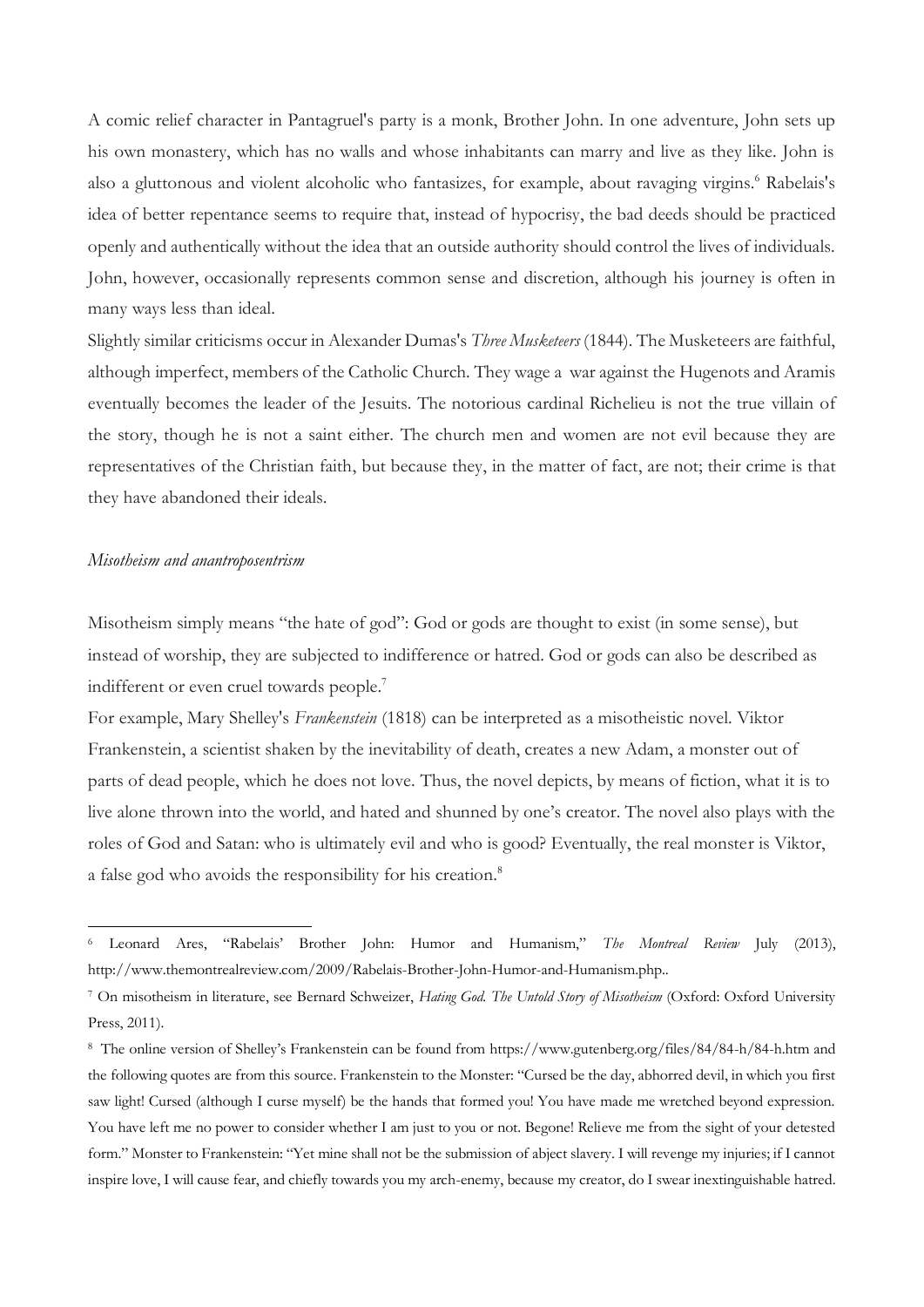A comic relief character in Pantagruel's party is a monk, Brother John. In one adventure, John sets up his own monastery, which has no walls and whose inhabitants can marry and live as they like. John is also a gluttonous and violent alcoholic who fantasizes, for example, about ravaging virgins.[6] Rabelais's idea of better repentance seems to require that, instead of hypocrisy, the bad deeds should be practiced openly and authentically without the idea that an outside authority should control the lives of individuals. John, however, occasionally represents common sense and discretion, although his journey is often in many ways less than ideal.

Slightly similar criticisms occur in Alexander Dumas's *Three Musketeers* (1844). The Musketeers are faithful, although imperfect, members of the Catholic Church. They wage a war against the Hugenots and Aramis eventually becomes the leader of the Jesuits. The notorious cardinal Richelieu is not the true villain of the story, though he is not a saint either. The church men and women are not evil because they are representatives of the Christian faith, but because they, in the matter of fact, are not; their crime is that they have abandoned their ideals.

*Misotheism and anantroposentrism*

Misotheism simply means "the hate of god": God or gods are thought to exist (in some sense), but instead of worship, they are subjected to indifference or hatred. God or gods can also be described as indifferent or even cruel towards people.[7]

For example, Mary Shelley's *Frankenstein* (1818) can be interpreted as a misotheistic novel. Viktor Frankenstein, a scientist shaken by the inevitability of death, creates a new Adam, a monster out of parts of dead people, which he does not love. Thus, the novel depicts, by means of fiction, what it is to live alone thrown into the world, and hated and shunned by one's creator. The novel also plays with the roles of God and Satan: who is ultimately evil and who is good? Eventually, the real monster is Viktor, a false god who avoids the responsibility for his creation.[8]

---

[6] Leonard Ares, "Rabelais' Brother John: Humor and Humanism," *The Montreal Review* July (2013), http://www.themontrealreview.com/2009/Rabelais-Brother-John-Humor-and-Humanism.php..

[7] On misotheism in literature, see Bernard Schweizer, *Hating God. The Untold Story of Misotheism* (Oxford: Oxford University Press, 2011).

[8] The online version of Shelley's Frankenstein can be found from https://www.gutenberg.org/files/84/84-h/84-h.htm and the following quotes are from this source. Frankenstein to the Monster: "Cursed be the day, abhorred devil, in which you first saw light! Cursed (although I curse myself) be the hands that formed you! You have made me wretched beyond expression. You have left me no power to consider whether I am just to you or not. Begone! Relieve me from the sight of your detested form." Monster to Frankenstein: "Yet mine shall not be the submission of abject slavery. I will revenge my injuries; if I cannot inspire love, I will cause fear, and chiefly towards you my arch-enemy, because my creator, do I swear inextinguishable hatred.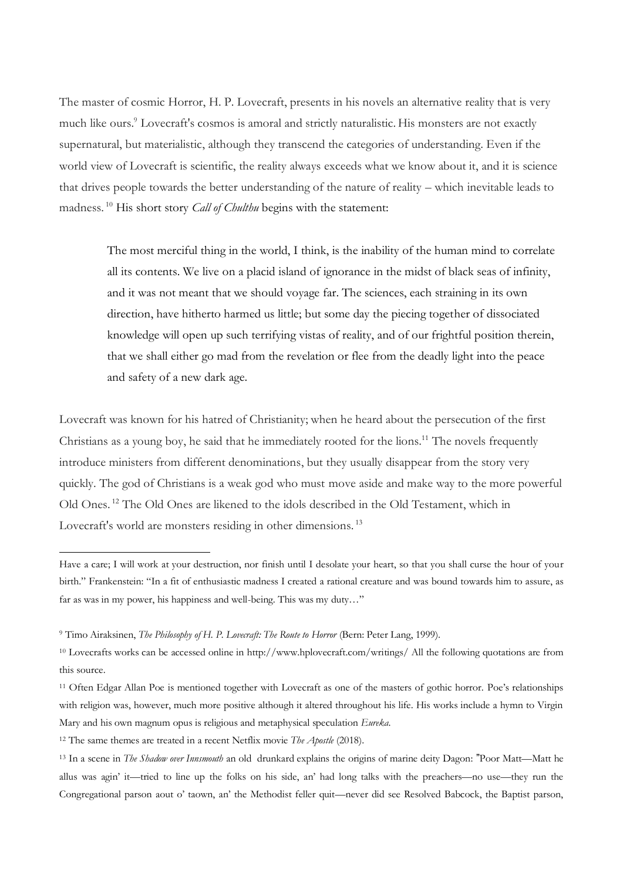The master of cosmic Horror, H. P. Lovecraft, presents in his novels an alternative reality that is very much like ours.[9] Lovecraft's cosmos is amoral and strictly naturalistic. His monsters are not exactly supernatural, but materialistic, although they transcend the categories of understanding. Even if the world view of Lovecraft is scientific, the reality always exceeds what we know about it, and it is science that drives people towards the better understanding of the nature of reality – which inevitable leads to madness.[10] His short story *Call of Chulthu* begins with the statement:

> The most merciful thing in the world, I think, is the inability of the human mind to correlate all its contents. We live on a placid island of ignorance in the midst of black seas of infinity, and it was not meant that we should voyage far. The sciences, each straining in its own direction, have hitherto harmed us little; but some day the piecing together of dissociated knowledge will open up such terrifying vistas of reality, and of our frightful position therein, that we shall either go mad from the revelation or flee from the deadly light into the peace and safety of a new dark age.

Lovecraft was known for his hatred of Christianity; when he heard about the persecution of the first Christians as a young boy, he said that he immediately rooted for the lions.[11] The novels frequently introduce ministers from different denominations, but they usually disappear from the story very quickly. The god of Christians is a weak god who must move aside and make way to the more powerful Old Ones.[12] The Old Ones are likened to the idols described in the Old Testament, which in Lovecraft's world are monsters residing in other dimensions.[13]

---

Have a care; I will work at your destruction, nor finish until I desolate your heart, so that you shall curse the hour of your birth." Frankenstein: "In a fit of enthusiastic madness I created a rational creature and was bound towards him to assure, as far as was in my power, his happiness and well-being. This was my duty…"

[9] Timo Airaksinen, *The Philosophy of H. P. Lovecraft: The Route to Horror* (Bern: Peter Lang, 1999).

[10] Lovecrafts works can be accessed online in http://www.hplovecraft.com/writings/ All the following quotations are from this source.

[11] Often Edgar Allan Poe is mentioned together with Lovecraft as one of the masters of gothic horror. Poe's relationships with religion was, however, much more positive although it altered throughout his life. His works include a hymn to Virgin Mary and his own magnum opus is religious and metaphysical speculation *Eureka*.

[12] The same themes are treated in a recent Netflix movie *The Apostle* (2018).

[13] In a scene in *The Shadow over Innsmouth* an old drunkard explains the origins of marine deity Dagon: "Poor Matt—Matt he allus was agin' it—tried to line up the folks on his side, an' had long talks with the preachers—no use—they run the Congregational parson aout o' taown, an' the Methodist feller quit—never did see Resolved Babcock, the Baptist parson,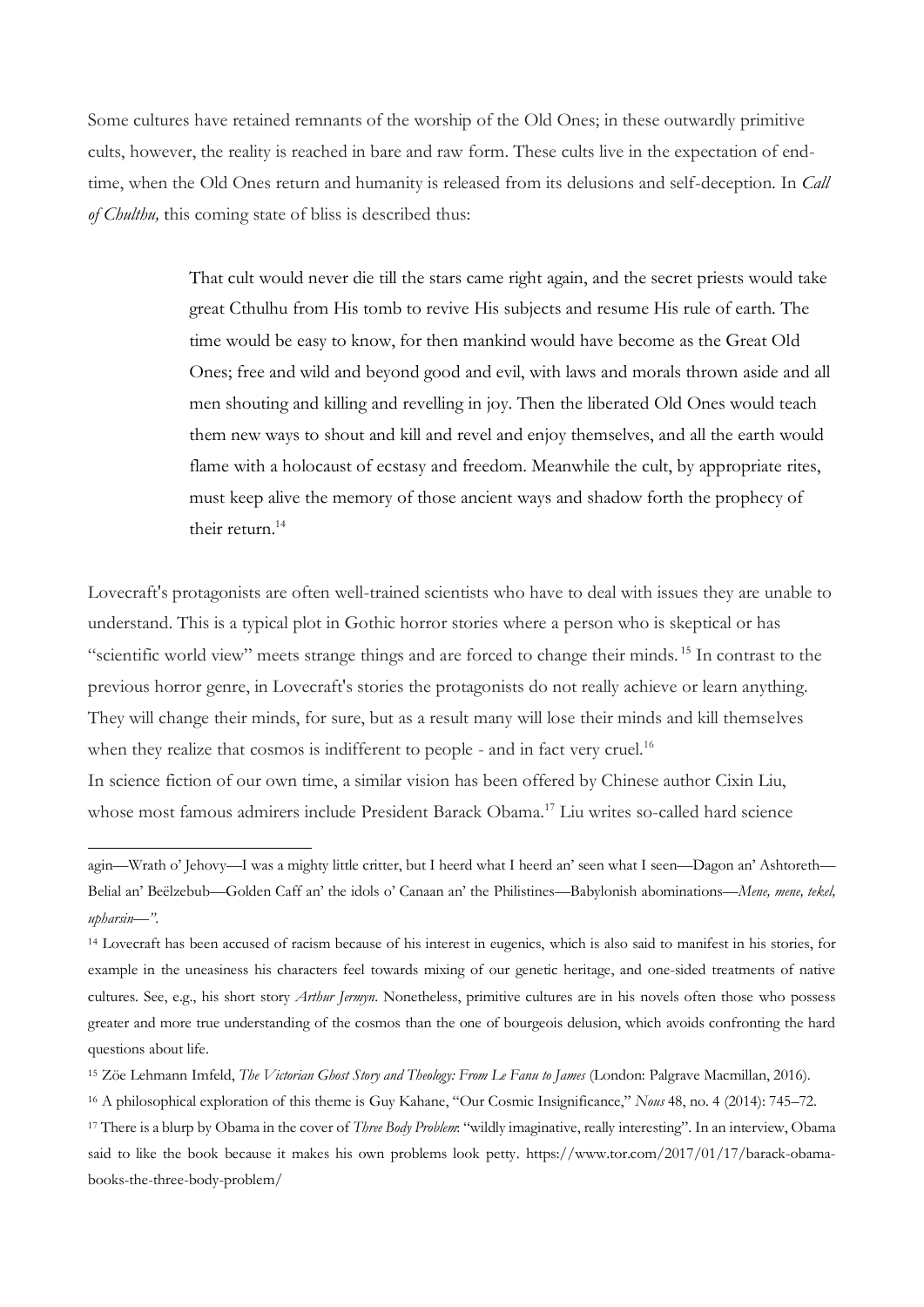Some cultures have retained remnants of the worship of the Old Ones; in these outwardly primitive cults, however, the reality is reached in bare and raw form. These cults live in the expectation of end-time, when the Old Ones return and humanity is released from its delusions and self-deception. In *Call of Chulthu,* this coming state of bliss is described thus:

> That cult would never die till the stars came right again, and the secret priests would take great Cthulhu from His tomb to revive His subjects and resume His rule of earth. The time would be easy to know, for then mankind would have become as the Great Old Ones; free and wild and beyond good and evil, with laws and morals thrown aside and all men shouting and killing and revelling in joy. Then the liberated Old Ones would teach them new ways to shout and kill and revel and enjoy themselves, and all the earth would flame with a holocaust of ecstasy and freedom. Meanwhile the cult, by appropriate rites, must keep alive the memory of those ancient ways and shadow forth the prophecy of their return.[14]

Lovecraft's protagonists are often well-trained scientists who have to deal with issues they are unable to understand. This is a typical plot in Gothic horror stories where a person who is skeptical or has "scientific world view" meets strange things and are forced to change their minds.[15] In contrast to the previous horror genre, in Lovecraft's stories the protagonists do not really achieve or learn anything. They will change their minds, for sure, but as a result many will lose their minds and kill themselves when they realize that cosmos is indifferent to people - and in fact very cruel.[16]

In science fiction of our own time, a similar vision has been offered by Chinese author Cixin Liu, whose most famous admirers include President Barack Obama.[17] Liu writes so-called hard science

---

agin—Wrath o' Jehovy—I was a mighty little critter, but I heerd what I heerd an' seen what I seen—Dagon an' Ashtoreth—Belial an' Beëlzebub—Golden Caff an' the idols o' Canaan an' the Philistines—Babylonish abominations—*Mene, mene, tekel, upharsin—".*

[14] Lovecraft has been accused of racism because of his interest in eugenics, which is also said to manifest in his stories, for example in the uneasiness his characters feel towards mixing of our genetic heritage, and one-sided treatments of native cultures. See, e.g., his short story *Arthur Jermyn*. Nonetheless, primitive cultures are in his novels often those who possess greater and more true understanding of the cosmos than the one of bourgeois delusion, which avoids confronting the hard questions about life.

[15] Zöe Lehmann Imfeld, *The Victorian Ghost Story and Theology: From Le Fanu to James* (London: Palgrave Macmillan, 2016).

[16] A philosophical exploration of this theme is Guy Kahane, "Our Cosmic Insignificance," *Nous* 48, no. 4 (2014): 745–72.

[17] There is a blurp by Obama in the cover of *Three Body Problem*: "wildly imaginative, really interesting". In an interview, Obama said to like the book because it makes his own problems look petty. https://www.tor.com/2017/01/17/barack-obama-books-the-three-body-problem/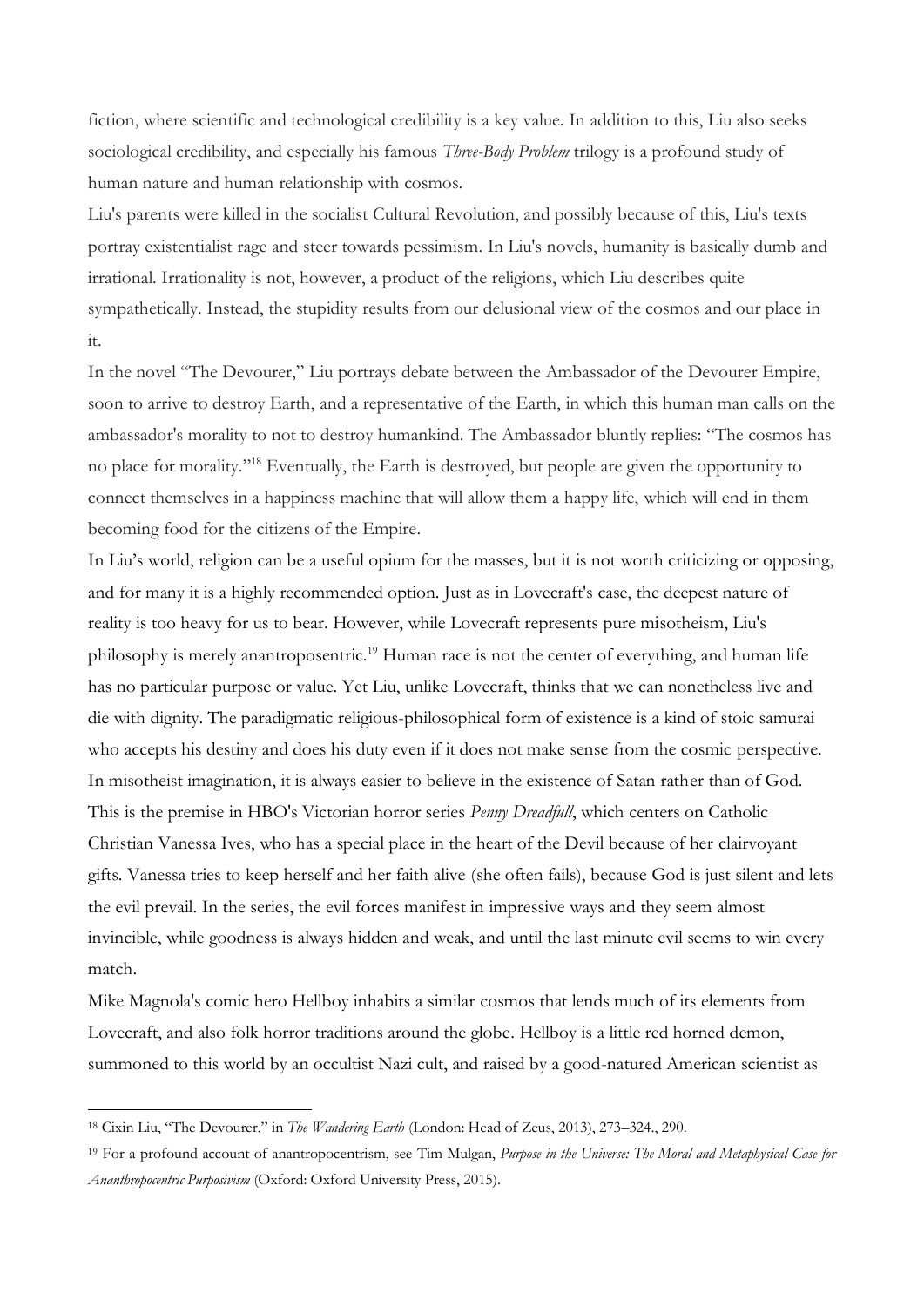fiction, where scientific and technological credibility is a key value. In addition to this, Liu also seeks sociological credibility, and especially his famous *Three-Body Problem* trilogy is a profound study of human nature and human relationship with cosmos.

Liu's parents were killed in the socialist Cultural Revolution, and possibly because of this, Liu's texts portray existentialist rage and steer towards pessimism. In Liu's novels, humanity is basically dumb and irrational. Irrationality is not, however, a product of the religions, which Liu describes quite sympathetically. Instead, the stupidity results from our delusional view of the cosmos and our place in it.

In the novel "The Devourer," Liu portrays debate between the Ambassador of the Devourer Empire, soon to arrive to destroy Earth, and a representative of the Earth, in which this human man calls on the ambassador's morality to not to destroy humankind. The Ambassador bluntly replies: "The cosmos has no place for morality."[18] Eventually, the Earth is destroyed, but people are given the opportunity to connect themselves in a happiness machine that will allow them a happy life, which will end in them becoming food for the citizens of the Empire.

In Liu's world, religion can be a useful opium for the masses, but it is not worth criticizing or opposing, and for many it is a highly recommended option. Just as in Lovecraft's case, the deepest nature of reality is too heavy for us to bear. However, while Lovecraft represents pure misotheism, Liu's philosophy is merely anantroposentric.[19] Human race is not the center of everything, and human life has no particular purpose or value. Yet Liu, unlike Lovecraft, thinks that we can nonetheless live and die with dignity. The paradigmatic religious-philosophical form of existence is a kind of stoic samurai who accepts his destiny and does his duty even if it does not make sense from the cosmic perspective.

In misotheist imagination, it is always easier to believe in the existence of Satan rather than of God. This is the premise in HBO's Victorian horror series *Penny Dreadfull*, which centers on Catholic Christian Vanessa Ives, who has a special place in the heart of the Devil because of her clairvoyant gifts. Vanessa tries to keep herself and her faith alive (she often fails), because God is just silent and lets the evil prevail. In the series, the evil forces manifest in impressive ways and they seem almost invincible, while goodness is always hidden and weak, and until the last minute evil seems to win every match.

Mike Magnola's comic hero Hellboy inhabits a similar cosmos that lends much of its elements from Lovecraft, and also folk horror traditions around the globe. Hellboy is a little red horned demon, summoned to this world by an occultist Nazi cult, and raised by a good-natured American scientist as

---

[18] Cixin Liu, "The Devourer," in *The Wandering Earth* (London: Head of Zeus, 2013), 273–324., 290.

[19] For a profound account of anantropocentrism, see Tim Mulgan, *Purpose in the Universe: The Moral and Metaphysical Case for Ananthropocentric Purposivism* (Oxford: Oxford University Press, 2015).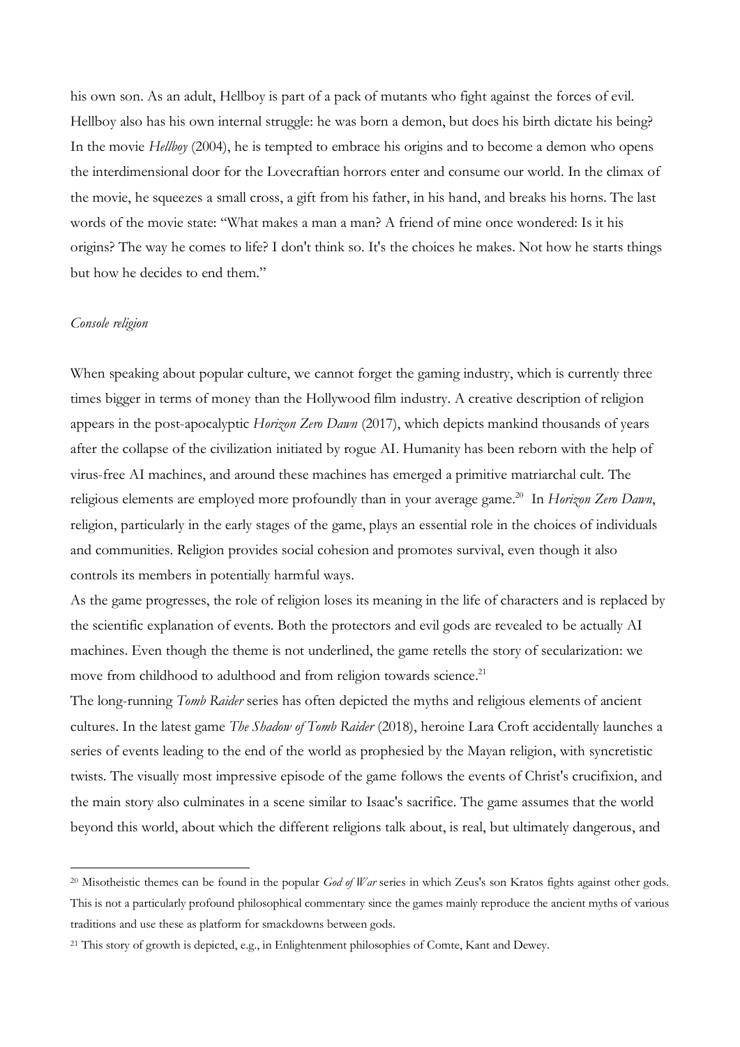his own son. As an adult, Hellboy is part of a pack of mutants who fight against the forces of evil. Hellboy also has his own internal struggle: he was born a demon, but does his birth dictate his being? In the movie *Hellboy* (2004), he is tempted to embrace his origins and to become a demon who opens the interdimensional door for the Lovecraftian horrors enter and consume our world. In the climax of the movie, he squeezes a small cross, a gift from his father, in his hand, and breaks his horns. The last words of the movie state: "What makes a man a man? A friend of mine once wondered: Is it his origins? The way he comes to life? I don't think so. It's the choices he makes. Not how he starts things but how he decides to end them."

### *Console religion*

When speaking about popular culture, we cannot forget the gaming industry, which is currently three times bigger in terms of money than the Hollywood film industry. A creative description of religion appears in the post-apocalyptic *Horizon Zero Dawn* (2017), which depicts mankind thousands of years after the collapse of the civilization initiated by rogue AI. Humanity has been reborn with the help of virus-free AI machines, and around these machines has emerged a primitive matriarchal cult. The religious elements are employed more profoundly than in your average game.[20] In *Horizon Zero Dawn*, religion, particularly in the early stages of the game, plays an essential role in the choices of individuals and communities. Religion provides social cohesion and promotes survival, even though it also controls its members in potentially harmful ways.

As the game progresses, the role of religion loses its meaning in the life of characters and is replaced by the scientific explanation of events. Both the protectors and evil gods are revealed to be actually AI machines. Even though the theme is not underlined, the game retells the story of secularization: we move from childhood to adulthood and from religion towards science.[21]

The long-running *Tomb Raider* series has often depicted the myths and religious elements of ancient cultures. In the latest game *The Shadow of Tomb Raider* (2018), heroine Lara Croft accidentally launches a series of events leading to the end of the world as prophesied by the Mayan religion, with syncretistic twists. The visually most impressive episode of the game follows the events of Christ's crucifixion, and the main story also culminates in a scene similar to Isaac's sacrifice. The game assumes that the world beyond this world, about which the different religions talk about, is real, but ultimately dangerous, and

---

[20] Misotheistic themes can be found in the popular *God of War* series in which Zeus's son Kratos fights against other gods. This is not a particularly profound philosophical commentary since the games mainly reproduce the ancient myths of various traditions and use these as platform for smackdowns between gods.

[21] This story of growth is depicted, e.g., in Enlightenment philosophies of Comte, Kant and Dewey.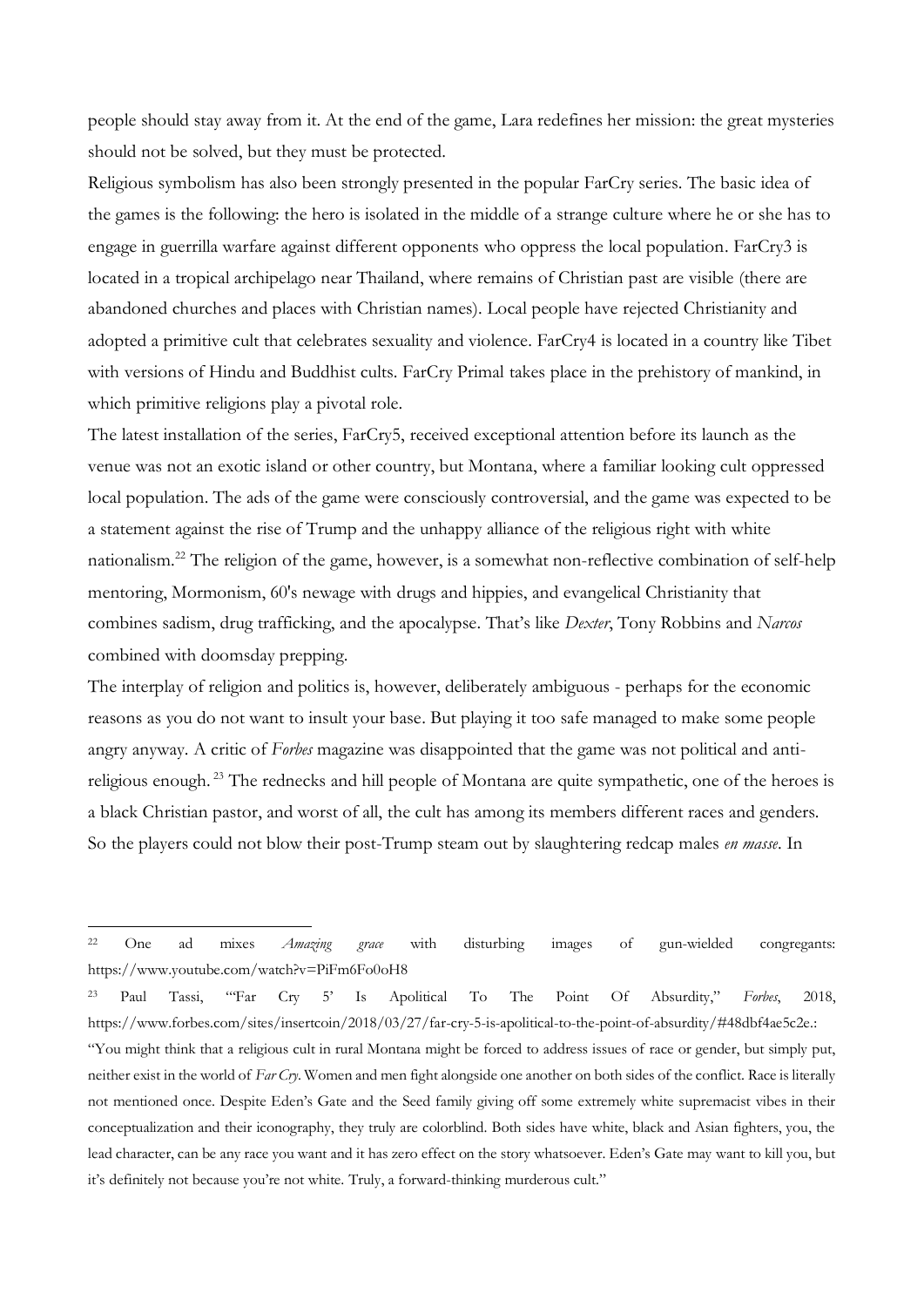people should stay away from it. At the end of the game, Lara redefines her mission: the great mysteries should not be solved, but they must be protected.

Religious symbolism has also been strongly presented in the popular FarCry series. The basic idea of the games is the following: the hero is isolated in the middle of a strange culture where he or she has to engage in guerrilla warfare against different opponents who oppress the local population. FarCry3 is located in a tropical archipelago near Thailand, where remains of Christian past are visible (there are abandoned churches and places with Christian names). Local people have rejected Christianity and adopted a primitive cult that celebrates sexuality and violence. FarCry4 is located in a country like Tibet with versions of Hindu and Buddhist cults. FarCry Primal takes place in the prehistory of mankind, in which primitive religions play a pivotal role.

The latest installation of the series, FarCry5, received exceptional attention before its launch as the venue was not an exotic island or other country, but Montana, where a familiar looking cult oppressed local population. The ads of the game were consciously controversial, and the game was expected to be a statement against the rise of Trump and the unhappy alliance of the religious right with white nationalism.[22] The religion of the game, however, is a somewhat non-reflective combination of self-help mentoring, Mormonism, 60's newage with drugs and hippies, and evangelical Christianity that combines sadism, drug trafficking, and the apocalypse. That's like *Dexter*, Tony Robbins and *Narcos* combined with doomsday prepping.

The interplay of religion and politics is, however, deliberately ambiguous - perhaps for the economic reasons as you do not want to insult your base. But playing it too safe managed to make some people angry anyway. A critic of *Forbes* magazine was disappointed that the game was not political and anti-religious enough.[23] The rednecks and hill people of Montana are quite sympathetic, one of the heroes is a black Christian pastor, and worst of all, the cult has among its members different races and genders. So the players could not blow their post-Trump steam out by slaughtering redcap males *en masse*. In

---

[22] One ad mixes *Amazing grace* with disturbing images of gun-wielded congregants: https://www.youtube.com/watch?v=PiFm6Fo0oH8

[23] Paul Tassi, "'Far Cry 5' Is Apolitical To The Point Of Absurdity," *Forbes*, 2018, https://www.forbes.com/sites/insertcoin/2018/03/27/far-cry-5-is-apolitical-to-the-point-of-absurdity/#48dbf4ae5c2e.: "You might think that a religious cult in rural Montana might be forced to address issues of race or gender, but simply put, neither exist in the world of *Far Cry*. Women and men fight alongside one another on both sides of the conflict. Race is literally not mentioned once. Despite Eden's Gate and the Seed family giving off some extremely white supremacist vibes in their conceptualization and their iconography, they truly are colorblind. Both sides have white, black and Asian fighters, you, the lead character, can be any race you want and it has zero effect on the story whatsoever. Eden's Gate may want to kill you, but it's definitely not because you're not white. Truly, a forward-thinking murderous cult."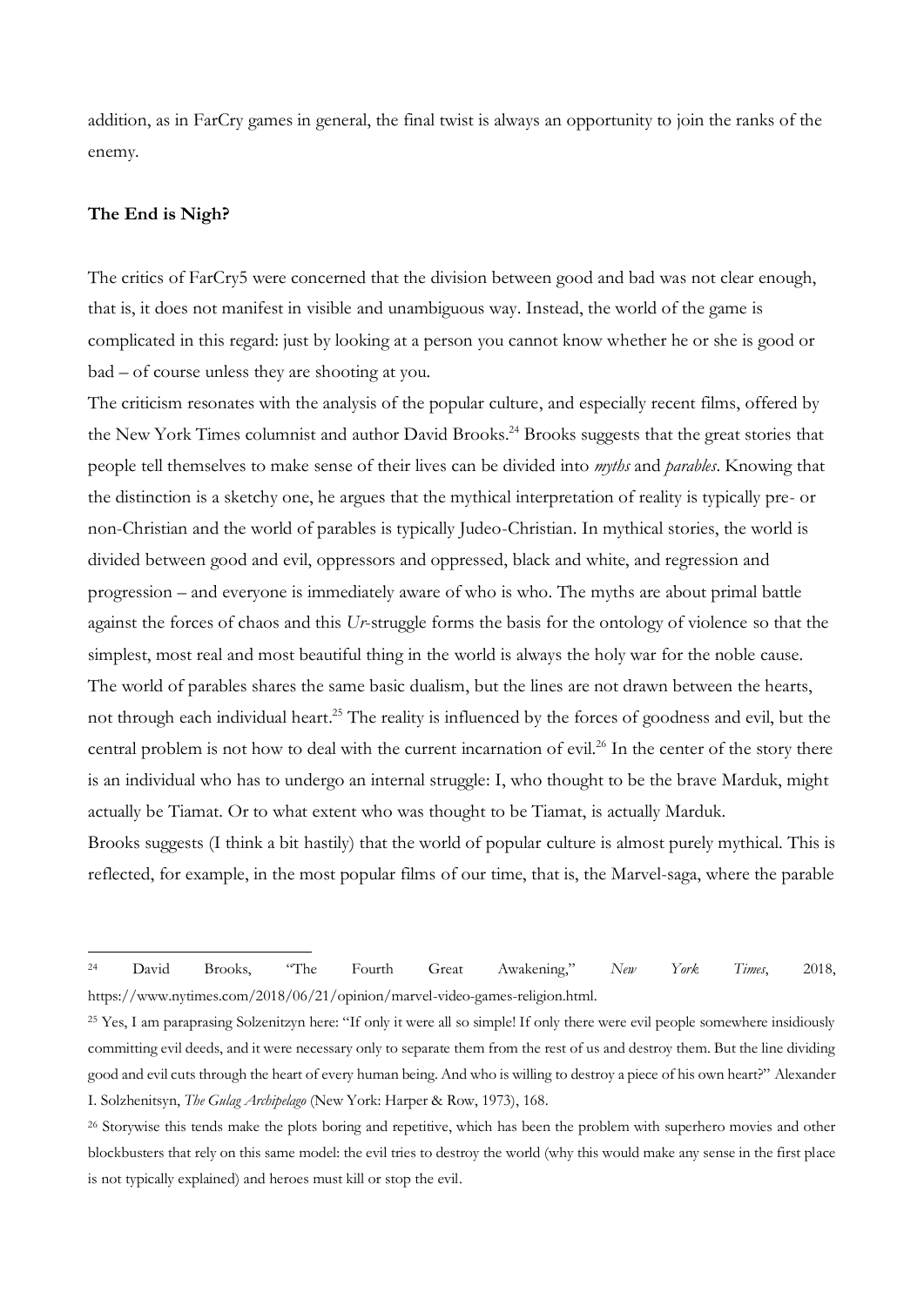addition, as in FarCry games in general, the final twist is always an opportunity to join the ranks of the enemy.

**The End is Nigh?**

The critics of FarCry5 were concerned that the division between good and bad was not clear enough, that is, it does not manifest in visible and unambiguous way. Instead, the world of the game is complicated in this regard: just by looking at a person you cannot know whether he or she is good or bad – of course unless they are shooting at you.

The criticism resonates with the analysis of the popular culture, and especially recent films, offered by the New York Times columnist and author David Brooks.[24] Brooks suggests that the great stories that people tell themselves to make sense of their lives can be divided into *myths* and *parables*. Knowing that the distinction is a sketchy one, he argues that the mythical interpretation of reality is typically pre- or non-Christian and the world of parables is typically Judeo-Christian. In mythical stories, the world is divided between good and evil, oppressors and oppressed, black and white, and regression and progression – and everyone is immediately aware of who is who. The myths are about primal battle against the forces of chaos and this *Ur*-struggle forms the basis for the ontology of violence so that the simplest, most real and most beautiful thing in the world is always the holy war for the noble cause.

The world of parables shares the same basic dualism, but the lines are not drawn between the hearts, not through each individual heart.[25] The reality is influenced by the forces of goodness and evil, but the central problem is not how to deal with the current incarnation of evil.[26] In the center of the story there is an individual who has to undergo an internal struggle: I, who thought to be the brave Marduk, might actually be Tiamat. Or to what extent who was thought to be Tiamat, is actually Marduk.

Brooks suggests (I think a bit hastily) that the world of popular culture is almost purely mythical. This is reflected, for example, in the most popular films of our time, that is, the Marvel-saga, where the parable

---

[24] David Brooks, "The Fourth Great Awakening," *New York Times*, 2018, https://www.nytimes.com/2018/06/21/opinion/marvel-video-games-religion.html.

[25] Yes, I am paraprasing Solzenitzyn here: "If only it were all so simple! If only there were evil people somewhere insidiously committing evil deeds, and it were necessary only to separate them from the rest of us and destroy them. But the line dividing good and evil cuts through the heart of every human being. And who is willing to destroy a piece of his own heart?" Alexander I. Solzhenitsyn, *The Gulag Archipelago* (New York: Harper & Row, 1973), 168.

[26] Storywise this tends make the plots boring and repetitive, which has been the problem with superhero movies and other blockbusters that rely on this same model: the evil tries to destroy the world (why this would make any sense in the first place is not typically explained) and heroes must kill or stop the evil.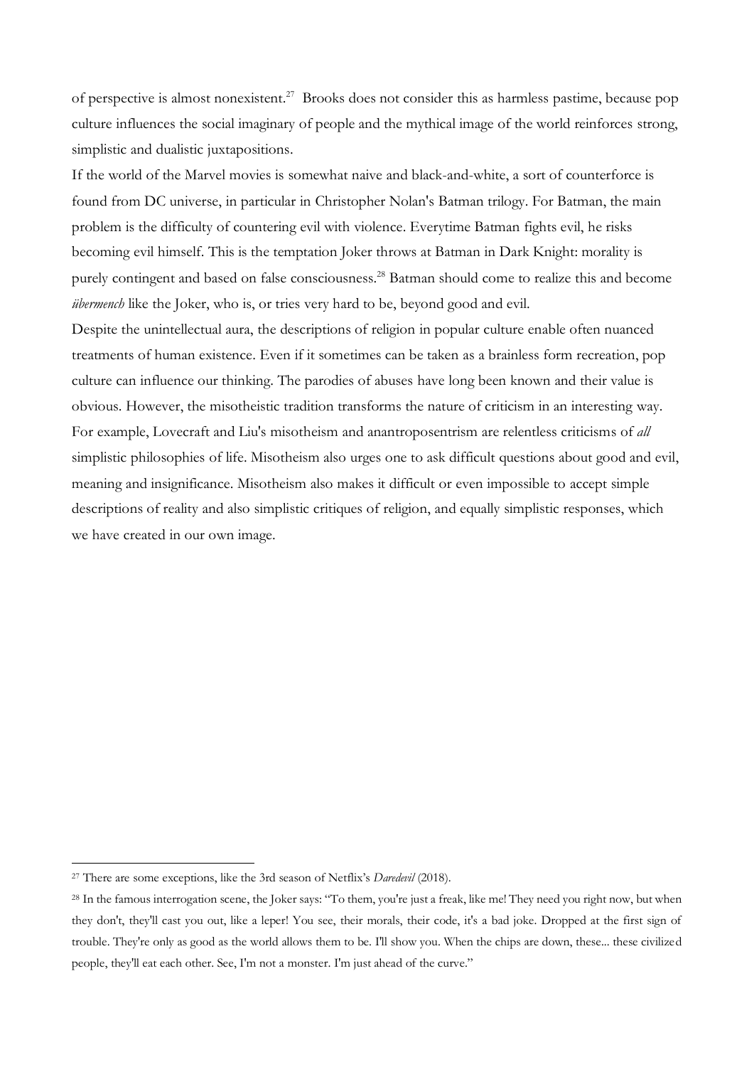of perspective is almost nonexistent.[27] Brooks does not consider this as harmless pastime, because pop culture influences the social imaginary of people and the mythical image of the world reinforces strong, simplistic and dualistic juxtapositions.

If the world of the Marvel movies is somewhat naive and black-and-white, a sort of counterforce is found from DC universe, in particular in Christopher Nolan's Batman trilogy. For Batman, the main problem is the difficulty of countering evil with violence. Everytime Batman fights evil, he risks becoming evil himself. This is the temptation Joker throws at Batman in Dark Knight: morality is purely contingent and based on false consciousness.[28] Batman should come to realize this and become *übermench* like the Joker, who is, or tries very hard to be, beyond good and evil.

Despite the unintellectual aura, the descriptions of religion in popular culture enable often nuanced treatments of human existence. Even if it sometimes can be taken as a brainless form recreation, pop culture can influence our thinking. The parodies of abuses have long been known and their value is obvious. However, the misotheistic tradition transforms the nature of criticism in an interesting way. For example, Lovecraft and Liu's misotheism and anantroposentrism are relentless criticisms of *all* simplistic philosophies of life. Misotheism also urges one to ask difficult questions about good and evil, meaning and insignificance. Misotheism also makes it difficult or even impossible to accept simple descriptions of reality and also simplistic critiques of religion, and equally simplistic responses, which we have created in our own image.

---

[27] There are some exceptions, like the 3rd season of Netflix's *Daredevil* (2018).

[28] In the famous interrogation scene, the Joker says: "To them, you're just a freak, like me! They need you right now, but when they don't, they'll cast you out, like a leper! You see, their morals, their code, it's a bad joke. Dropped at the first sign of trouble. They're only as good as the world allows them to be. I'll show you. When the chips are down, these... these civilized people, they'll eat each other. See, I'm not a monster. I'm just ahead of the curve."